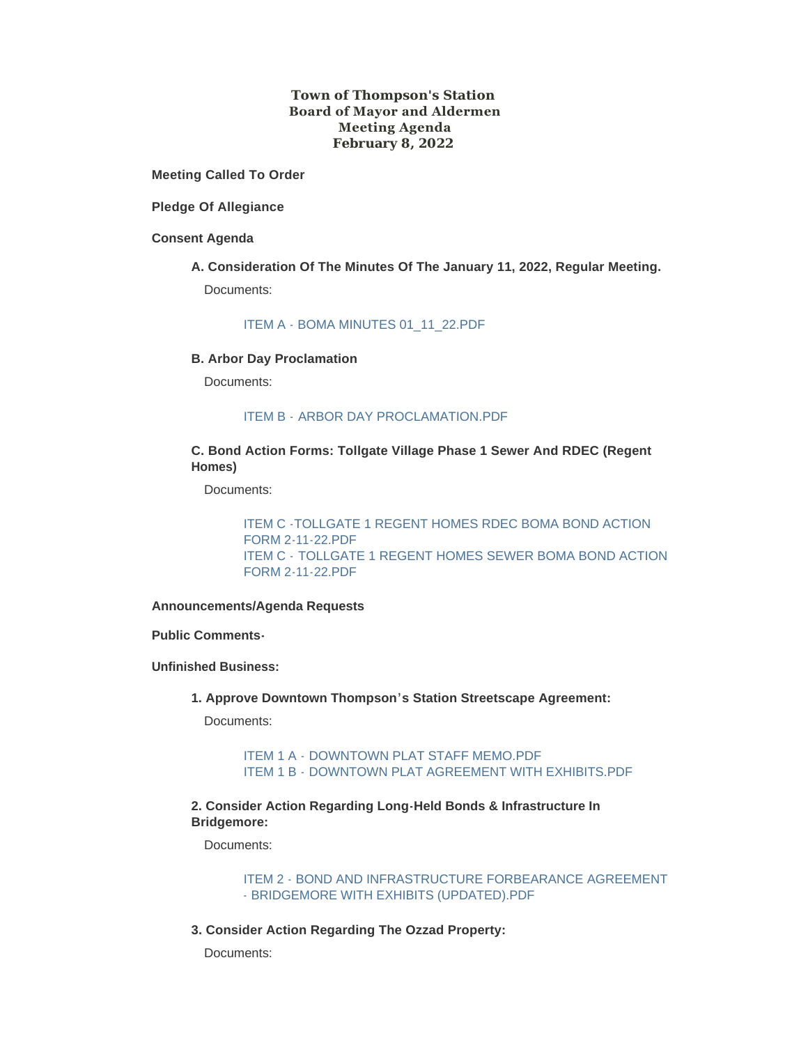# Town of Thompson's Station
# Board of Mayor and Aldermen
# Meeting Agenda
# February 8, 2022

**Meeting Called To Order**

**Pledge Of Allegiance**

**Consent Agenda**

**A. Consideration Of The Minutes Of The January 11, 2022, Regular Meeting.**

Documents:

ITEM A - BOMA MINUTES 01_11_22.PDF

**B. Arbor Day Proclamation**

Documents:

ITEM B - ARBOR DAY PROCLAMATION.PDF

**C. Bond Action Forms: Tollgate Village Phase 1 Sewer And RDEC (Regent Homes)**

Documents:

ITEM C -TOLLGATE 1 REGENT HOMES RDEC BOMA BOND ACTION FORM 2-11-22.PDF
ITEM C - TOLLGATE 1 REGENT HOMES SEWER BOMA BOND ACTION FORM 2-11-22.PDF

**Announcements/Agenda Requests**

**Public Comments-**

**Unfinished Business:**

**1. Approve Downtown Thompson's Station Streetscape Agreement:**

Documents:

ITEM 1 A - DOWNTOWN PLAT STAFF MEMO.PDF
ITEM 1 B - DOWNTOWN PLAT AGREEMENT WITH EXHIBITS.PDF

**2. Consider Action Regarding Long-Held Bonds & Infrastructure In Bridgemore:**

Documents:

ITEM 2 - BOND AND INFRASTRUCTURE FORBEARANCE AGREEMENT - BRIDGEMORE WITH EXHIBITS (UPDATED).PDF

**3. Consider Action Regarding The Ozzad Property:**

Documents: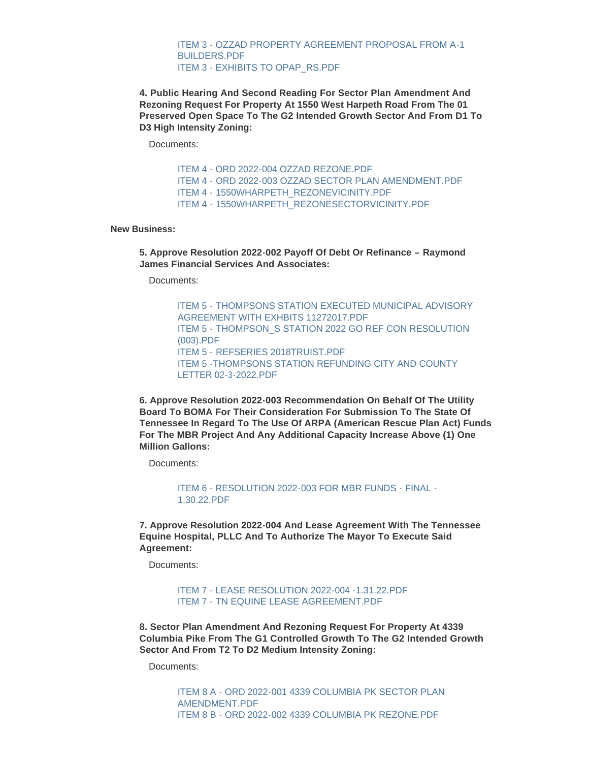ITEM 3 - OZZAD PROPERTY AGREEMENT PROPOSAL FROM A-1 BUILDERS.PDF
ITEM 3 - EXHIBITS TO OPAP_RS.PDF

**4. Public Hearing And Second Reading For Sector Plan Amendment And Rezoning Request For Property At 1550 West Harpeth Road From The 01 Preserved Open Space To The G2 Intended Growth Sector And From D1 To D3 High Intensity Zoning:**

Documents:

ITEM 4 - ORD 2022-004 OZZAD REZONE.PDF
ITEM 4 - ORD 2022-003 OZZAD SECTOR PLAN AMENDMENT.PDF
ITEM 4 - 1550WHARPETH_REZONEVICINITY.PDF
ITEM 4 - 1550WHARPETH_REZONESECTORVICINITY.PDF

**New Business:**

**5. Approve Resolution 2022-002 Payoff Of Debt Or Refinance – Raymond James Financial Services And Associates:**

Documents:

ITEM 5 - THOMPSONS STATION EXECUTED MUNICIPAL ADVISORY AGREEMENT WITH EXHBITS 11272017.PDF
ITEM 5 - THOMPSON_S STATION 2022 GO REF CON RESOLUTION (003).PDF
ITEM 5 - REFSERIES 2018TRUIST.PDF
ITEM 5 -THOMPSONS STATION REFUNDING CITY AND COUNTY LETTER 02-3-2022.PDF

**6. Approve Resolution 2022-003 Recommendation On Behalf Of The Utility Board To BOMA For Their Consideration For Submission To The State Of Tennessee In Regard To The Use Of ARPA (American Rescue Plan Act) Funds For The MBR Project And Any Additional Capacity Increase Above (1) One Million Gallons:**

Documents:

ITEM 6 - RESOLUTION 2022-003 FOR MBR FUNDS - FINAL - 1.30.22.PDF

**7. Approve Resolution 2022-004 And Lease Agreement With The Tennessee Equine Hospital, PLLC And To Authorize The Mayor To Execute Said Agreement:**

Documents:

ITEM 7 - LEASE RESOLUTION 2022-004 -1.31.22.PDF
ITEM 7 - TN EQUINE LEASE AGREEMENT.PDF

**8. Sector Plan Amendment And Rezoning Request For Property At 4339 Columbia Pike From The G1 Controlled Growth To The G2 Intended Growth Sector And From T2 To D2 Medium Intensity Zoning:**

Documents:

ITEM 8 A - ORD 2022-001 4339 COLUMBIA PK SECTOR PLAN AMENDMENT.PDF
ITEM 8 B - ORD 2022-002 4339 COLUMBIA PK REZONE.PDF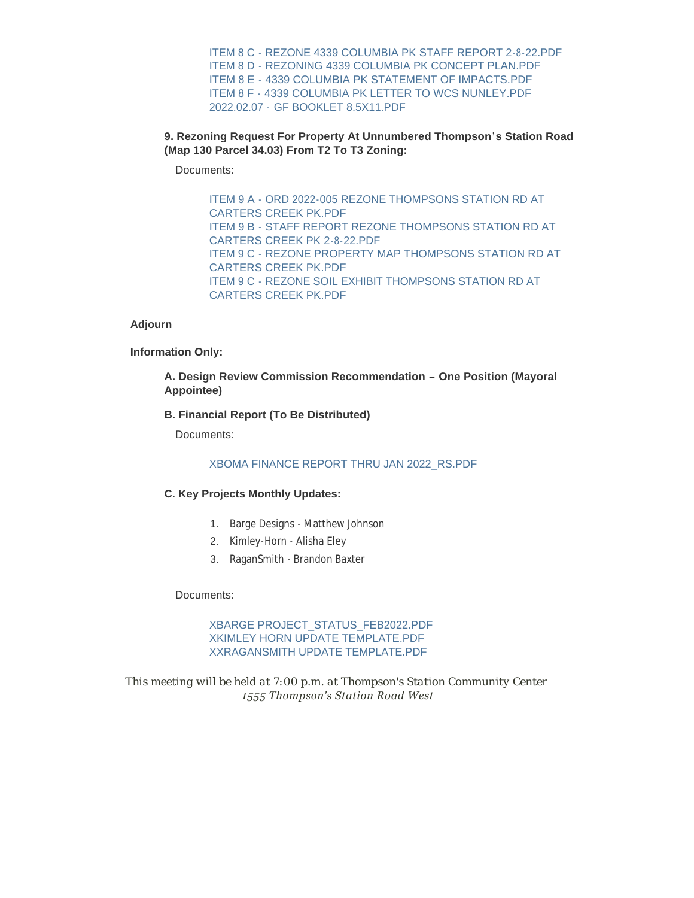ITEM 8 C - REZONE 4339 COLUMBIA PK STAFF REPORT 2-8-22.PDF
ITEM 8 D - REZONING 4339 COLUMBIA PK CONCEPT PLAN.PDF
ITEM 8 E - 4339 COLUMBIA PK STATEMENT OF IMPACTS.PDF
ITEM 8 F - 4339 COLUMBIA PK LETTER TO WCS NUNLEY.PDF
2022.02.07 - GF BOOKLET 8.5X11.PDF

**9. Rezoning Request For Property At Unnumbered Thompson's Station Road (Map 130 Parcel 34.03) From T2 To T3 Zoning:**

Documents:

ITEM 9 A - ORD 2022-005 REZONE THOMPSONS STATION RD AT CARTERS CREEK PK.PDF
ITEM 9 B - STAFF REPORT REZONE THOMPSONS STATION RD AT CARTERS CREEK PK 2-8-22.PDF
ITEM 9 C - REZONE PROPERTY MAP THOMPSONS STATION RD AT CARTERS CREEK PK.PDF
ITEM 9 C - REZONE SOIL EXHIBIT THOMPSONS STATION RD AT CARTERS CREEK PK.PDF

**Adjourn**

**Information Only:**

**A. Design Review Commission Recommendation – One Position (Mayoral Appointee)**

**B. Financial Report (To Be Distributed)**

Documents:

XBOMA FINANCE REPORT THRU JAN 2022_RS.PDF

**C. Key Projects Monthly Updates:**

1. Barge Designs - Matthew Johnson
2. Kimley-Horn - Alisha Eley
3. RaganSmith - Brandon Baxter

Documents:

XBARGE PROJECT_STATUS_FEB2022.PDF
XKIMLEY HORN UPDATE TEMPLATE.PDF
XXRAGANSMITH UPDATE TEMPLATE.PDF

This meeting will be held at 7:00 p.m. at Thompson's Station Community Center
*1555 Thompson's Station Road West*